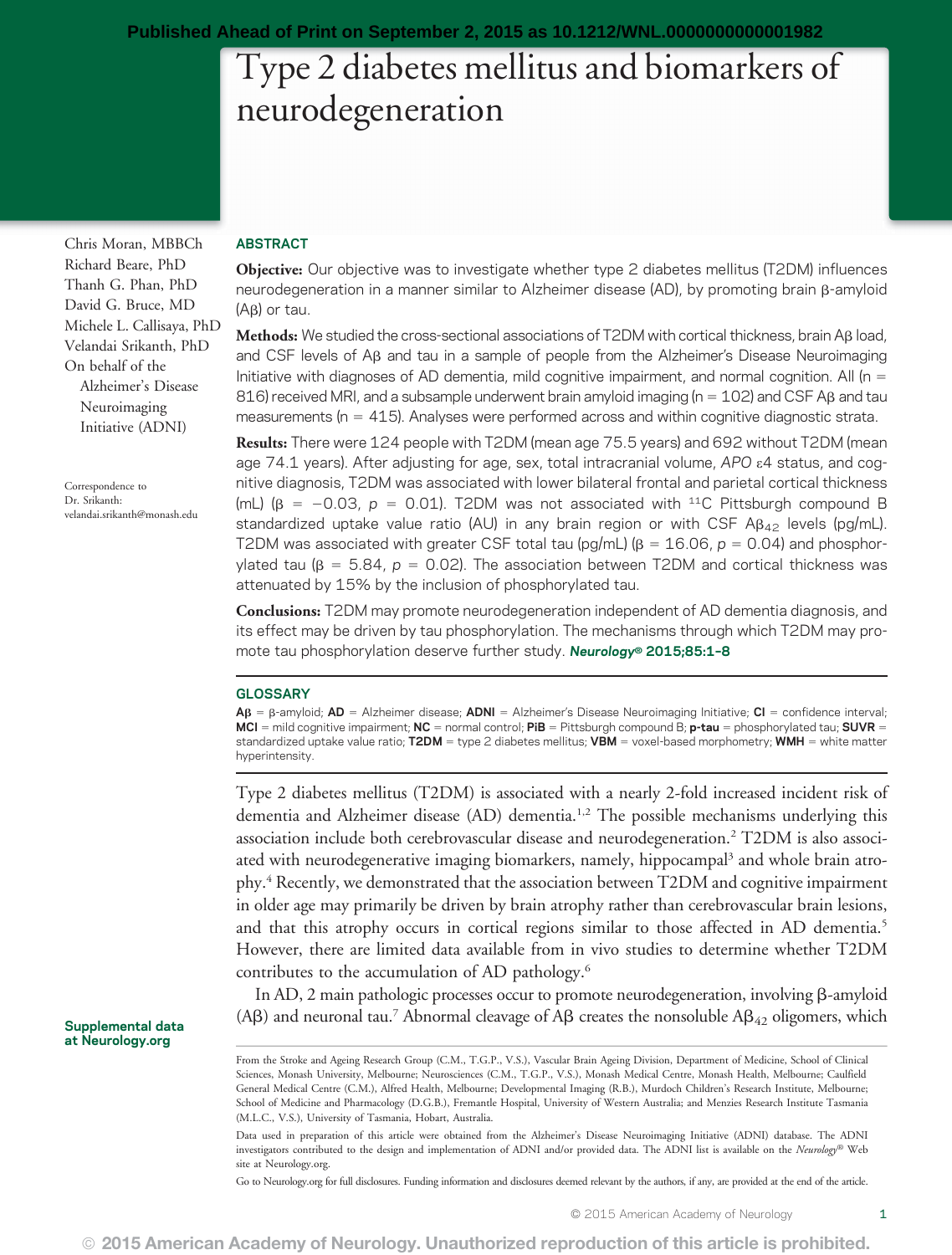# Type 2 diabetes mellitus and biomarkers of neurodegeneration

Chris Moran, MBBCh
Richard Beare, PhD
Thanh G. Phan, PhD
David G. Bruce, MD
Michele L. Callisaya, PhD
Velandai Srikanth, PhD
On behalf of the Alzheimer's Disease Neuroimaging Initiative (ADNI)

Correspondence to Dr. Srikanth: velandai.srikanth@monash.edu

## ABSTRACT

**Objective:** Our objective was to investigate whether type 2 diabetes mellitus (T2DM) influences neurodegeneration in a manner similar to Alzheimer disease (AD), by promoting brain β-amyloid (Aβ) or tau.

**Methods:** We studied the cross-sectional associations of T2DM with cortical thickness, brain Aβ load, and CSF levels of Aβ and tau in a sample of people from the Alzheimer's Disease Neuroimaging Initiative with diagnoses of AD dementia, mild cognitive impairment, and normal cognition. All ($n = 816$) received MRI, and a subsample underwent brain amyloid imaging ($n = 102$) and CSF Aβ and tau measurements ($n = 415$). Analyses were performed across and within cognitive diagnostic strata.

**Results:** There were 124 people with T2DM (mean age 75.5 years) and 692 without T2DM (mean age 74.1 years). After adjusting for age, sex, total intracranial volume, *APO* ε4 status, and cognitive diagnosis, T2DM was associated with lower bilateral frontal and parietal cortical thickness (mL) ($\beta = -0.03$, $p = 0.01$). T2DM was not associated with $^{11}C$ Pittsburgh compound B standardized uptake value ratio (AU) in any brain region or with CSF $A\beta_{42}$ levels (pg/mL). T2DM was associated with greater CSF total tau (pg/mL) ($\beta = 16.06$, $p = 0.04$) and phosphorylated tau ($\beta = 5.84$, $p = 0.02$). The association between T2DM and cortical thickness was attenuated by 15% by the inclusion of phosphorylated tau.

**Conclusions:** T2DM may promote neurodegeneration independent of AD dementia diagnosis, and its effect may be driven by tau phosphorylation. The mechanisms through which T2DM may promote tau phosphorylation deserve further study. *Neurology®* **2015;85:1–8**

## GLOSSARY

**Aβ** = β-amyloid; **AD** = Alzheimer disease; **ADNI** = Alzheimer's Disease Neuroimaging Initiative; **CI** = confidence interval; **MCI** = mild cognitive impairment; **NC** = normal control; **PiB** = Pittsburgh compound B; **p-tau** = phosphorylated tau; **SUVR** = standardized uptake value ratio; **T2DM** = type 2 diabetes mellitus; **VBM** = voxel-based morphometry; **WMH** = white matter hyperintensity.

Type 2 diabetes mellitus (T2DM) is associated with a nearly 2-fold increased incident risk of dementia and Alzheimer disease (AD) dementia.[1,2] The possible mechanisms underlying this association include both cerebrovascular disease and neurodegeneration.[2] T2DM is also associated with neurodegenerative imaging biomarkers, namely, hippocampal[3] and whole brain atrophy.[4] Recently, we demonstrated that the association between T2DM and cognitive impairment in older age may primarily be driven by brain atrophy rather than cerebrovascular brain lesions, and that this atrophy occurs in cortical regions similar to those affected in AD dementia.[5] However, there are limited data available from in vivo studies to determine whether T2DM contributes to the accumulation of AD pathology.[6]

In AD, 2 main pathologic processes occur to promote neurodegeneration, involving β-amyloid (Aβ) and neuronal tau.[7] Abnormal cleavage of Aβ creates the nonsoluble $A\beta_{42}$ oligomers, which

Supplemental data at Neurology.org

From the Stroke and Ageing Research Group (C.M., T.G.P., V.S.), Vascular Brain Ageing Division, Department of Medicine, School of Clinical Sciences, Monash University, Melbourne; Neurosciences (C.M., T.G.P., V.S.), Monash Medical Centre, Monash Health, Melbourne; Caulfield General Medical Centre (C.M.), Alfred Health, Melbourne; Developmental Imaging (R.B.), Murdoch Children's Research Institute, Melbourne; School of Medicine and Pharmacology (D.G.B.), Fremantle Hospital, University of Western Australia; and Menzies Research Institute Tasmania (M.L.C., V.S.), University of Tasmania, Hobart, Australia.

Data used in preparation of this article were obtained from the Alzheimer's Disease Neuroimaging Initiative (ADNI) database. The ADNI investigators contributed to the design and implementation of ADNI and/or provided data. The ADNI list is available on the *Neurology®* Web site at Neurology.org.

Go to Neurology.org for full disclosures. Funding information and disclosures deemed relevant by the authors, if any, are provided at the end of the article.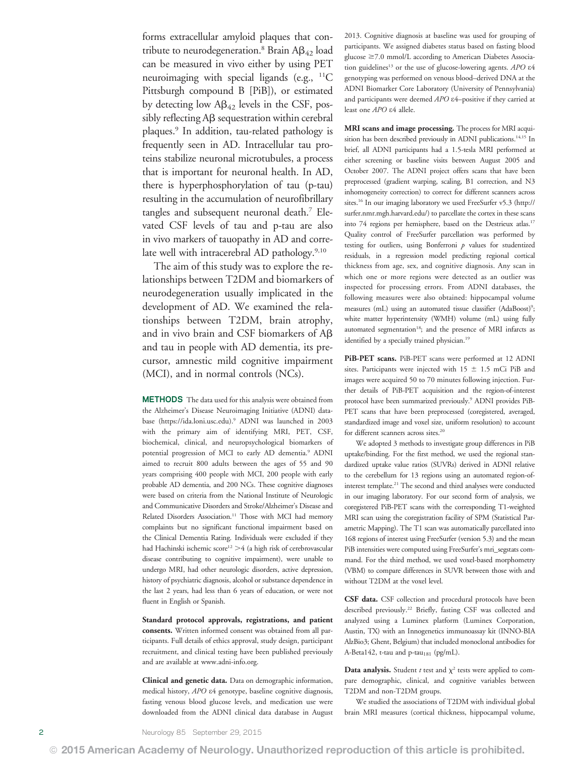forms extracellular amyloid plaques that contribute to neurodegeneration.[8] Brain $A\beta_{42}$ load can be measured in vivo either by using PET neuroimaging with special ligands (e.g., $^{11}$C Pittsburgh compound B [PiB]), or estimated by detecting low $A\beta_{42}$ levels in the CSF, possibly reflecting Aβ sequestration within cerebral plaques.[9] In addition, tau-related pathology is frequently seen in AD. Intracellular tau proteins stabilize neuronal microtubules, a process that is important for neuronal health. In AD, there is hyperphosphorylation of tau (p-tau) resulting in the accumulation of neurofibrillary tangles and subsequent neuronal death.[7] Elevated CSF levels of tau and p-tau are also in vivo markers of tauopathy in AD and correlate well with intracerebral AD pathology.[9,10]

The aim of this study was to explore the relationships between T2DM and biomarkers of neurodegeneration usually implicated in the development of AD. We examined the relationships between T2DM, brain atrophy, and in vivo brain and CSF biomarkers of Aβ and tau in people with AD dementia, its precursor, amnestic mild cognitive impairment (MCI), and in normal controls (NCs).

## METHODS

The data used for this analysis were obtained from the Alzheimer's Disease Neuroimaging Initiative (ADNI) database (https://ida.loni.usc.edu).[9] ADNI was launched in 2003 with the primary aim of identifying MRI, PET, CSF, biochemical, clinical, and neuropsychological biomarkers of potential progression of MCI to early AD dementia.[9] ADNI aimed to recruit 800 adults between the ages of 55 and 90 years comprising 400 people with MCI, 200 people with early probable AD dementia, and 200 NCs. These cognitive diagnoses were based on criteria from the National Institute of Neurologic and Communicative Disorders and Stroke/Alzheimer's Disease and Related Disorders Association.[11] Those with MCI had memory complaints but no significant functional impairment based on the Clinical Dementia Rating. Individuals were excluded if they had Hachinski ischemic score[12] >4 (a high risk of cerebrovascular disease contributing to cognitive impairment), were unable to undergo MRI, had other neurologic disorders, active depression, history of psychiatric diagnosis, alcohol or substance dependence in the last 2 years, had less than 6 years of education, or were not fluent in English or Spanish.

**Standard protocol approvals, registrations, and patient consents.** Written informed consent was obtained from all participants. Full details of ethics approval, study design, participant recruitment, and clinical testing have been published previously and are available at www.adni-info.org.

**Clinical and genetic data.** Data on demographic information, medical history, *APO* ε4 genotype, baseline cognitive diagnosis, fasting venous blood glucose levels, and medication use were downloaded from the ADNI clinical data database in August 2013. Cognitive diagnosis at baseline was used for grouping of participants. We assigned diabetes status based on fasting blood glucose ≥7.0 mmol/L according to American Diabetes Association guidelines[13] or the use of glucose-lowering agents. *APO* ε4 genotyping was performed on venous blood–derived DNA at the ADNI Biomarker Core Laboratory (University of Pennsylvania) and participants were deemed *APO* ε4–positive if they carried at least one *APO* ε4 allele.

**MRI scans and image processing.** The process for MRI acquisition has been described previously in ADNI publications.[14,15] In brief, all ADNI participants had a 1.5-tesla MRI performed at either screening or baseline visits between August 2005 and October 2007. The ADNI project offers scans that have been preprocessed (gradient warping, scaling, B1 correction, and N3 inhomogeneity correction) to correct for different scanners across sites.[16] In our imaging laboratory we used FreeSurfer v5.3 (http://surfer.nmr.mgh.harvard.edu/) to parcellate the cortex in these scans into 74 regions per hemisphere, based on the Destrieux atlas.[17] Quality control of FreeSurfer parcellation was performed by testing for outliers, using Bonferroni *p* values for studentized residuals, in a regression model predicting regional cortical thickness from age, sex, and cognitive diagnosis. Any scan in which one or more regions were detected as an outlier was inspected for processing errors. From ADNI databases, the following measures were also obtained: hippocampal volume measures (mL) using an automated tissue classifier (AdaBoost)[9]; white matter hyperintensity (WMH) volume (mL) using fully automated segmentation[18]; and the presence of MRI infarcts as identified by a specially trained physician.[19]

**PiB-PET scans.** PiB-PET scans were performed at 12 ADNI sites. Participants were injected with 15 ± 1.5 mCi PiB and images were acquired 50 to 70 minutes following injection. Further details of PiB-PET acquisition and the region-of-interest protocol have been summarized previously.[9] ADNI provides PiB-PET scans that have been preprocessed (coregistered, averaged, standardized image and voxel size, uniform resolution) to account for different scanners across sites.[20]

We adopted 3 methods to investigate group differences in PiB uptake/binding. For the first method, we used the regional standardized uptake value ratios (SUVRs) derived in ADNI relative to the cerebellum for 13 regions using an automated region-of-interest template.[21] The second and third analyses were conducted in our imaging laboratory. For our second form of analysis, we coregistered PiB-PET scans with the corresponding T1-weighted MRI scan using the coregistration facility of SPM (Statistical Parametric Mapping). The T1 scan was automatically parcellated into 168 regions of interest using FreeSurfer (version 5.3) and the mean PiB intensities were computed using FreeSurfer's mri_segstats command. For the third method, we used voxel-based morphometry (VBM) to compare differences in SUVR between those with and without T2DM at the voxel level.

**CSF data.** CSF collection and procedural protocols have been described previously.[22] Briefly, fasting CSF was collected and analyzed using a Luminex platform (Luminex Corporation, Austin, TX) with an Innogenetics immunoassay kit (INNO-BIA AlzBio3; Ghent, Belgium) that included monoclonal antibodies for A-Beta142, t-tau and p-$\text{tau}_{181}$ (pg/mL).

**Data analysis.** Student *t* test and $\chi^2$ tests were applied to compare demographic, clinical, and cognitive variables between T2DM and non-T2DM groups.

We studied the associations of T2DM with individual global brain MRI measures (cortical thickness, hippocampal volume,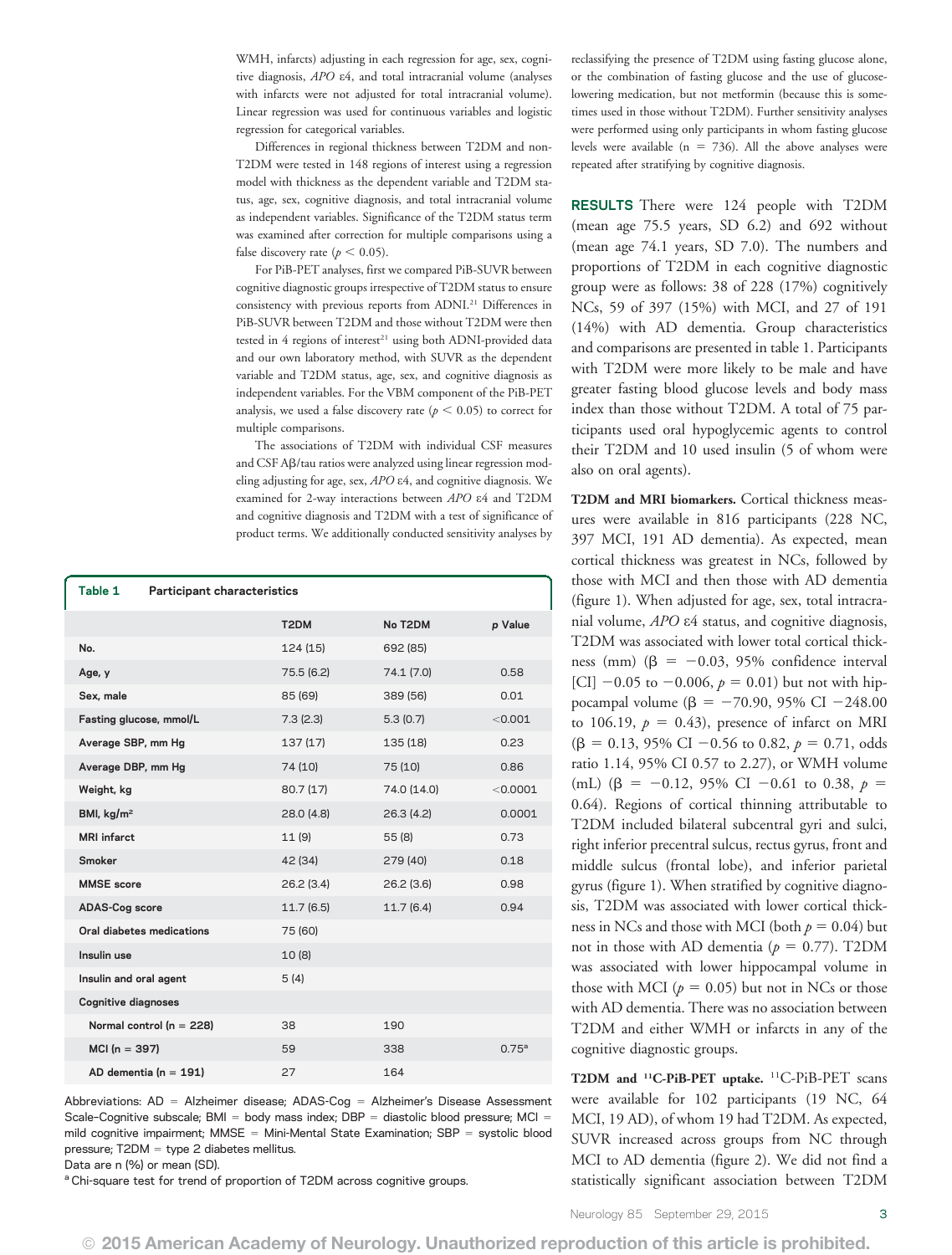WMH, infarcts) adjusting in each regression for age, sex, cognitive diagnosis, *APO* ε4, and total intracranial volume (analyses with infarcts were not adjusted for total intracranial volume). Linear regression was used for continuous variables and logistic regression for categorical variables.

Differences in regional thickness between T2DM and non-T2DM were tested in 148 regions of interest using a regression model with thickness as the dependent variable and T2DM status, age, sex, cognitive diagnosis, and total intracranial volume as independent variables. Significance of the T2DM status term was examined after correction for multiple comparisons using a false discovery rate ($p < 0.05$).

For PiB-PET analyses, first we compared PiB-SUVR between cognitive diagnostic groups irrespective of T2DM status to ensure consistency with previous reports from ADNI.[21] Differences in PiB-SUVR between T2DM and those without T2DM were then tested in 4 regions of interest[21] using both ADNI-provided data and our own laboratory method, with SUVR as the dependent variable and T2DM status, age, sex, and cognitive diagnosis as independent variables. For the VBM component of the PiB-PET analysis, we used a false discovery rate ($p < 0.05$) to correct for multiple comparisons.

The associations of T2DM with individual CSF measures and CSF Aβ/tau ratios were analyzed using linear regression modeling adjusting for age, sex, *APO* ε4, and cognitive diagnosis. We examined for 2-way interactions between *APO* ε4 and T2DM and cognitive diagnosis and T2DM with a test of significance of product terms. We additionally conducted sensitivity analyses by reclassifying the presence of T2DM using fasting glucose alone, or the combination of fasting glucose and the use of glucose-lowering medication, but not metformin (because this is sometimes used in those without T2DM). Further sensitivity analyses were performed using only participants in whom fasting glucose levels were available (n = 736). All the above analyses were repeated after stratifying by cognitive diagnosis.

**Table 1** Participant characteristics

| | T2DM | No T2DM | *p* Value |
|---|---|---|---|
| No. | 124 (15) | 692 (85) | |
| Age, y | 75.5 (6.2) | 74.1 (7.0) | 0.58 |
| Sex, male | 85 (69) | 389 (56) | 0.01 |
| Fasting glucose, mmol/L | 7.3 (2.3) | 5.3 (0.7) | <0.001 |
| Average SBP, mm Hg | 137 (17) | 135 (18) | 0.23 |
| Average DBP, mm Hg | 74 (10) | 75 (10) | 0.86 |
| Weight, kg | 80.7 (17) | 74.0 (14.0) | <0.0001 |
| BMI, kg/m² | 28.0 (4.8) | 26.3 (4.2) | 0.0001 |
| MRI infarct | 11 (9) | 55 (8) | 0.73 |
| Smoker | 42 (34) | 279 (40) | 0.18 |
| MMSE score | 26.2 (3.4) | 26.2 (3.6) | 0.98 |
| ADAS-Cog score | 11.7 (6.5) | 11.7 (6.4) | 0.94 |
| Oral diabetes medications | 75 (60) | | |
| Insulin use | 10 (8) | | |
| Insulin and oral agent | 5 (4) | | |
| Cognitive diagnoses | | | |
| Normal control (n = 228) | 38 | 190 | |
| MCI (n = 397) | 59 | 338 | 0.75[a] |
| AD dementia (n = 191) | 27 | 164 | |

Abbreviations: AD = Alzheimer disease; ADAS-Cog = Alzheimer's Disease Assessment Scale–Cognitive subscale; BMI = body mass index; DBP = diastolic blood pressure; MCI = mild cognitive impairment; MMSE = Mini-Mental State Examination; SBP = systolic blood pressure; T2DM = type 2 diabetes mellitus.
Data are n (%) or mean (SD).
[a] Chi-square test for trend of proportion of T2DM across cognitive groups.

**RESULTS** There were 124 people with T2DM (mean age 75.5 years, SD 6.2) and 692 without (mean age 74.1 years, SD 7.0). The numbers and proportions of T2DM in each cognitive diagnostic group were as follows: 38 of 228 (17%) cognitively NCs, 59 of 397 (15%) with MCI, and 27 of 191 (14%) with AD dementia. Group characteristics and comparisons are presented in table 1. Participants with T2DM were more likely to be male and have greater fasting blood glucose levels and body mass index than those without T2DM. A total of 75 participants used oral hypoglycemic agents to control their T2DM and 10 used insulin (5 of whom were also on oral agents).

**T2DM and MRI biomarkers.** Cortical thickness measures were available in 816 participants (228 NC, 397 MCI, 191 AD dementia). As expected, mean cortical thickness was greatest in NCs, followed by those with MCI and then those with AD dementia (figure 1). When adjusted for age, sex, total intracranial volume, *APO* ε4 status, and cognitive diagnosis, T2DM was associated with lower total cortical thickness (mm) (β = −0.03, 95% confidence interval [CI] −0.05 to −0.006, $p = 0.01$) but not with hippocampal volume (β = −70.90, 95% CI −248.00 to 106.19, $p = 0.43$), presence of infarct on MRI (β = 0.13, 95% CI −0.56 to 0.82, $p = 0.71$, odds ratio 1.14, 95% CI 0.57 to 2.27), or WMH volume (mL) (β = −0.12, 95% CI −0.61 to 0.38, $p = 0.64$). Regions of cortical thinning attributable to T2DM included bilateral subcentral gyri and sulci, right inferior precentral sulcus, rectus gyrus, front and middle sulcus (frontal lobe), and inferior parietal gyrus (figure 1). When stratified by cognitive diagnosis, T2DM was associated with lower cortical thickness in NCs and those with MCI (both $p = 0.04$) but not in those with AD dementia ($p = 0.77$). T2DM was associated with lower hippocampal volume in those with MCI ($p = 0.05$) but not in NCs or those with AD dementia. There was no association between T2DM and either WMH or infarcts in any of the cognitive diagnostic groups.

**T2DM and $^{11}$C-PiB-PET uptake.** $^{11}$C-PiB-PET scans were available for 102 participants (19 NC, 64 MCI, 19 AD), of whom 19 had T2DM. As expected, SUVR increased across groups from NC through MCI to AD dementia (figure 2). We did not find a statistically significant association between T2DM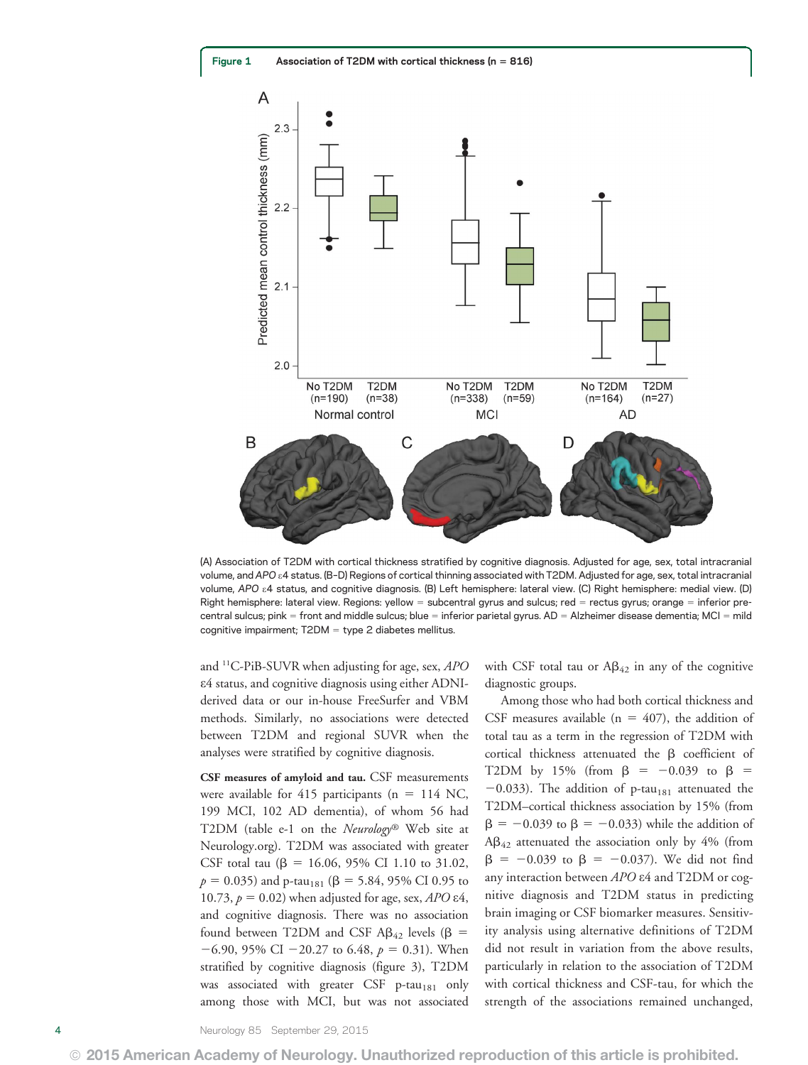**Figure 1** Association of T2DM with cortical thickness (n = 816)

(A) Association of T2DM with cortical thickness stratified by cognitive diagnosis. Adjusted for age, sex, total intracranial volume, and *APO* ε4 status. (B–D) Regions of cortical thinning associated with T2DM. Adjusted for age, sex, total intracranial volume, *APO* ε4 status, and cognitive diagnosis. (B) Left hemisphere: lateral view. (C) Right hemisphere: medial view. (D) Right hemisphere: lateral view. Regions: yellow = subcentral gyrus and sulcus; red = rectus gyrus; orange = inferior precentral sulcus; pink = front and middle sulcus; blue = inferior parietal gyrus. AD = Alzheimer disease dementia; MCI = mild cognitive impairment; T2DM = type 2 diabetes mellitus.

and [11]C-PiB-SUVR when adjusting for age, sex, *APO* ε4 status, and cognitive diagnosis using either ADNI-derived data or our in-house FreeSurfer and VBM methods. Similarly, no associations were detected between T2DM and regional SUVR when the analyses were stratified by cognitive diagnosis.

**CSF measures of amyloid and tau.** CSF measurements were available for 415 participants (n = 114 NC, 199 MCI, 102 AD dementia), of whom 56 had T2DM (table e-1 on the *Neurology*® Web site at Neurology.org). T2DM was associated with greater CSF total tau ($\beta$ = 16.06, 95% CI 1.10 to 31.02, $p = 0.035$) and p-$tau_{181}$ ($\beta$ = 5.84, 95% CI 0.95 to 10.73, $p = 0.02$) when adjusted for age, sex, *APO* ε4, and cognitive diagnosis. There was no association found between T2DM and CSF $A\beta_{42}$ levels ($\beta$ = $-6.90$, 95% CI $-20.27$ to 6.48, $p = 0.31$). When stratified by cognitive diagnosis (figure 3), T2DM was associated with greater CSF p-$tau_{181}$ only among those with MCI, but was not associated with CSF total tau or $A\beta_{42}$ in any of the cognitive diagnostic groups.

Among those who had both cortical thickness and CSF measures available (n = 407), the addition of total tau as a term in the regression of T2DM with cortical thickness attenuated the $\beta$ coefficient of T2DM by 15% (from $\beta = -0.039$ to $\beta = -0.033$). The addition of p-$tau_{181}$ attenuated the T2DM–cortical thickness association by 15% (from $\beta = -0.039$ to $\beta = -0.033$) while the addition of $A\beta_{42}$ attenuated the association only by 4% (from $\beta = -0.039$ to $\beta = -0.037$). We did not find any interaction between *APO* ε4 and T2DM or cognitive diagnosis and T2DM status in predicting brain imaging or CSF biomarker measures. Sensitivity analysis using alternative definitions of T2DM did not result in variation from the above results, particularly in relation to the association of T2DM with cortical thickness and CSF-tau, for which the strength of the associations remained unchanged,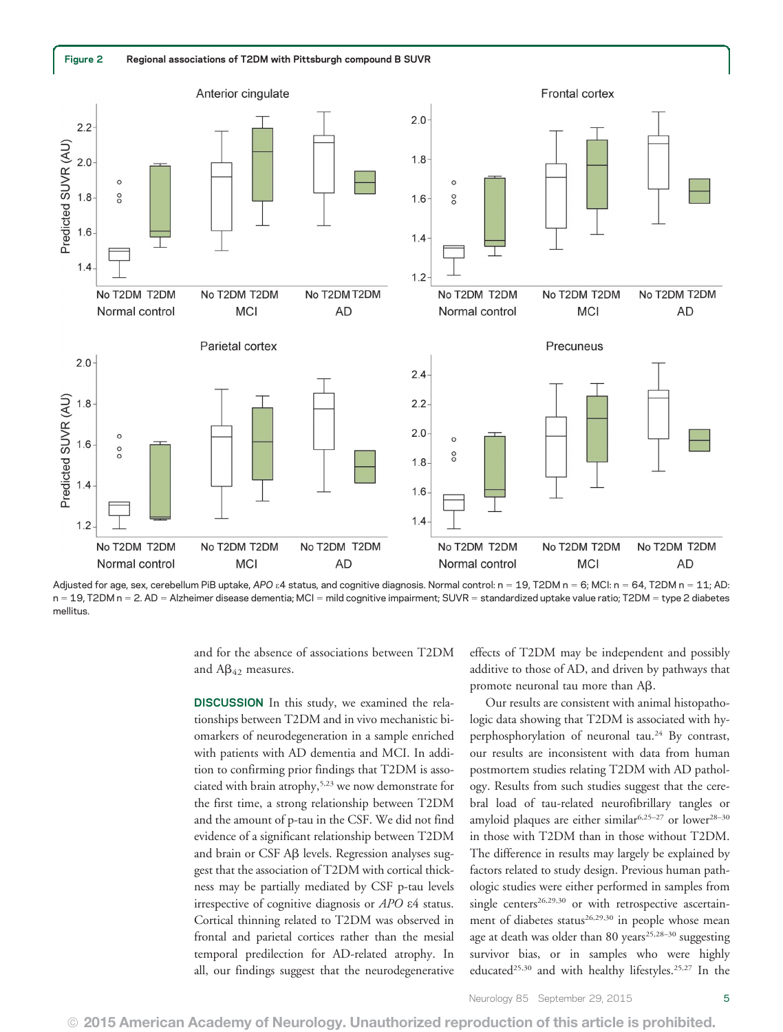**Figure 2** Regional associations of T2DM with Pittsburgh compound B SUVR

Adjusted for age, sex, cerebellum PiB uptake, *APO* ε4 status, and cognitive diagnosis. Normal control: n = 19, T2DM n = 6; MCI: n = 64, T2DM n = 11; AD: n = 19, T2DM n = 2. AD = Alzheimer disease dementia; MCI = mild cognitive impairment; SUVR = standardized uptake value ratio; T2DM = type 2 diabetes mellitus.

and for the absence of associations between T2DM and $A\beta_{42}$ measures.

**DISCUSSION** In this study, we examined the relationships between T2DM and in vivo mechanistic biomarkers of neurodegeneration in a sample enriched with patients with AD dementia and MCI. In addition to confirming prior findings that T2DM is associated with brain atrophy,[5,23] we now demonstrate for the first time, a strong relationship between T2DM and the amount of p-tau in the CSF. We did not find evidence of a significant relationship between T2DM and brain or CSF Aβ levels. Regression analyses suggest that the association of T2DM with cortical thickness may be partially mediated by CSF p-tau levels irrespective of cognitive diagnosis or *APO* ε4 status. Cortical thinning related to T2DM was observed in frontal and parietal cortices rather than the mesial temporal predilection for AD-related atrophy. In all, our findings suggest that the neurodegenerative effects of T2DM may be independent and possibly additive to those of AD, and driven by pathways that promote neuronal tau more than Aβ.

Our results are consistent with animal histopathologic data showing that T2DM is associated with hyperphosphorylation of neuronal tau.[24] By contrast, our results are inconsistent with data from human postmortem studies relating T2DM with AD pathology. Results from such studies suggest that the cerebral load of tau-related neurofibrillary tangles or amyloid plaques are either similar[6,25–27] or lower[28–30] in those with T2DM than in those without T2DM. The difference in results may largely be explained by factors related to study design. Previous human pathologic studies were either performed in samples from single centers[26,29,30] or with retrospective ascertainment of diabetes status[26,29,30] in people whose mean age at death was older than 80 years[25,28–30] suggesting survivor bias, or in samples who were highly educated[25,30] and with healthy lifestyles.[25,27] In the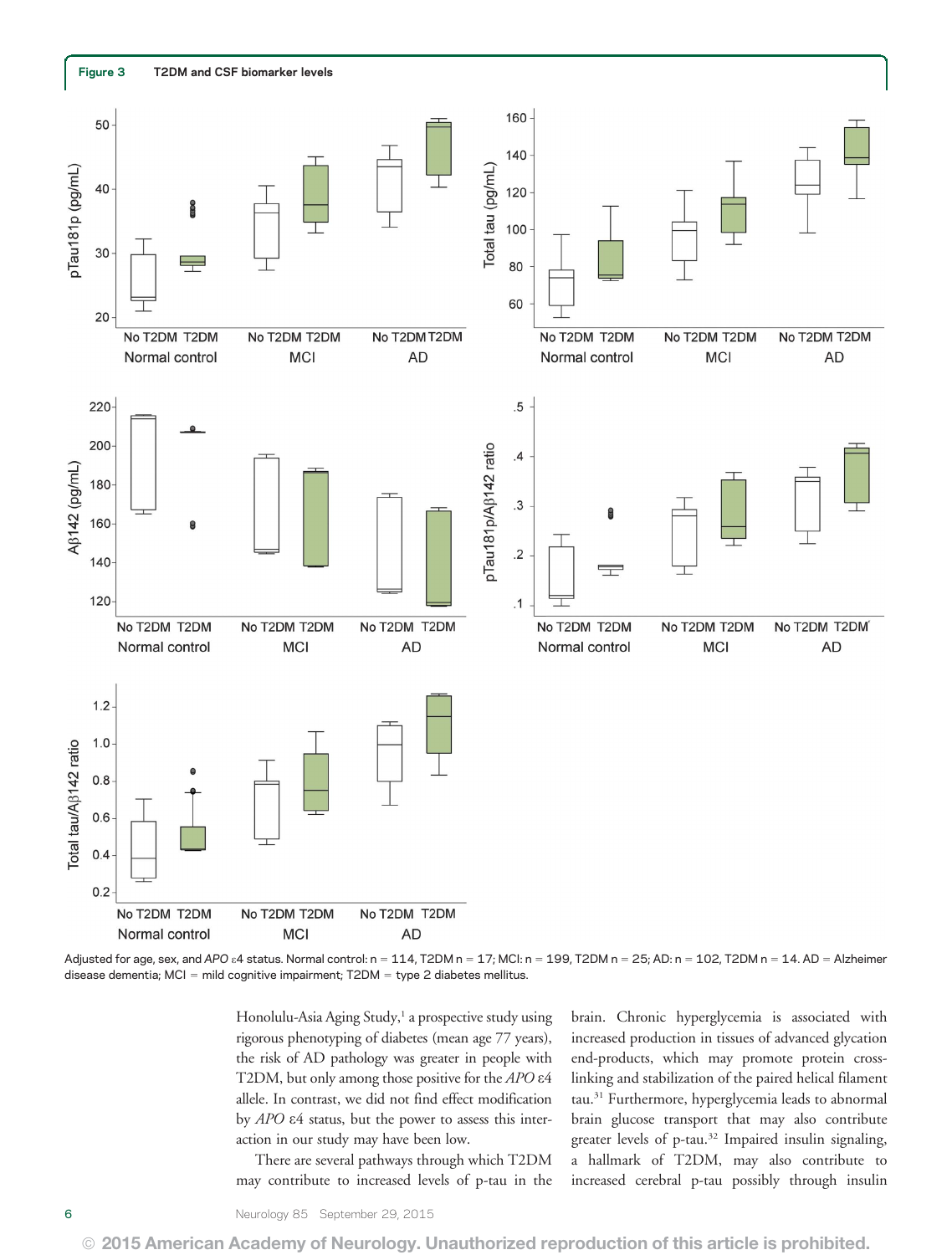**Figure 3** T2DM and CSF biomarker levels

Adjusted for age, sex, and *APO* ε4 status. Normal control: n = 114, T2DM n = 17; MCI: n = 199, T2DM n = 25; AD: n = 102, T2DM n = 14. AD = Alzheimer disease dementia; MCI = mild cognitive impairment; T2DM = type 2 diabetes mellitus.

Honolulu-Asia Aging Study,[1] a prospective study using rigorous phenotyping of diabetes (mean age 77 years), the risk of AD pathology was greater in people with T2DM, but only among those positive for the *APO* ε4 allele. In contrast, we did not find effect modification by *APO* ε4 status, but the power to assess this interaction in our study may have been low.

There are several pathways through which T2DM may contribute to increased levels of p-tau in the brain. Chronic hyperglycemia is associated with increased production in tissues of advanced glycation end-products, which may promote protein cross-linking and stabilization of the paired helical filament tau.[31] Furthermore, hyperglycemia leads to abnormal brain glucose transport that may also contribute greater levels of p-tau.[32] Impaired insulin signaling, a hallmark of T2DM, may also contribute to increased cerebral p-tau possibly through insulin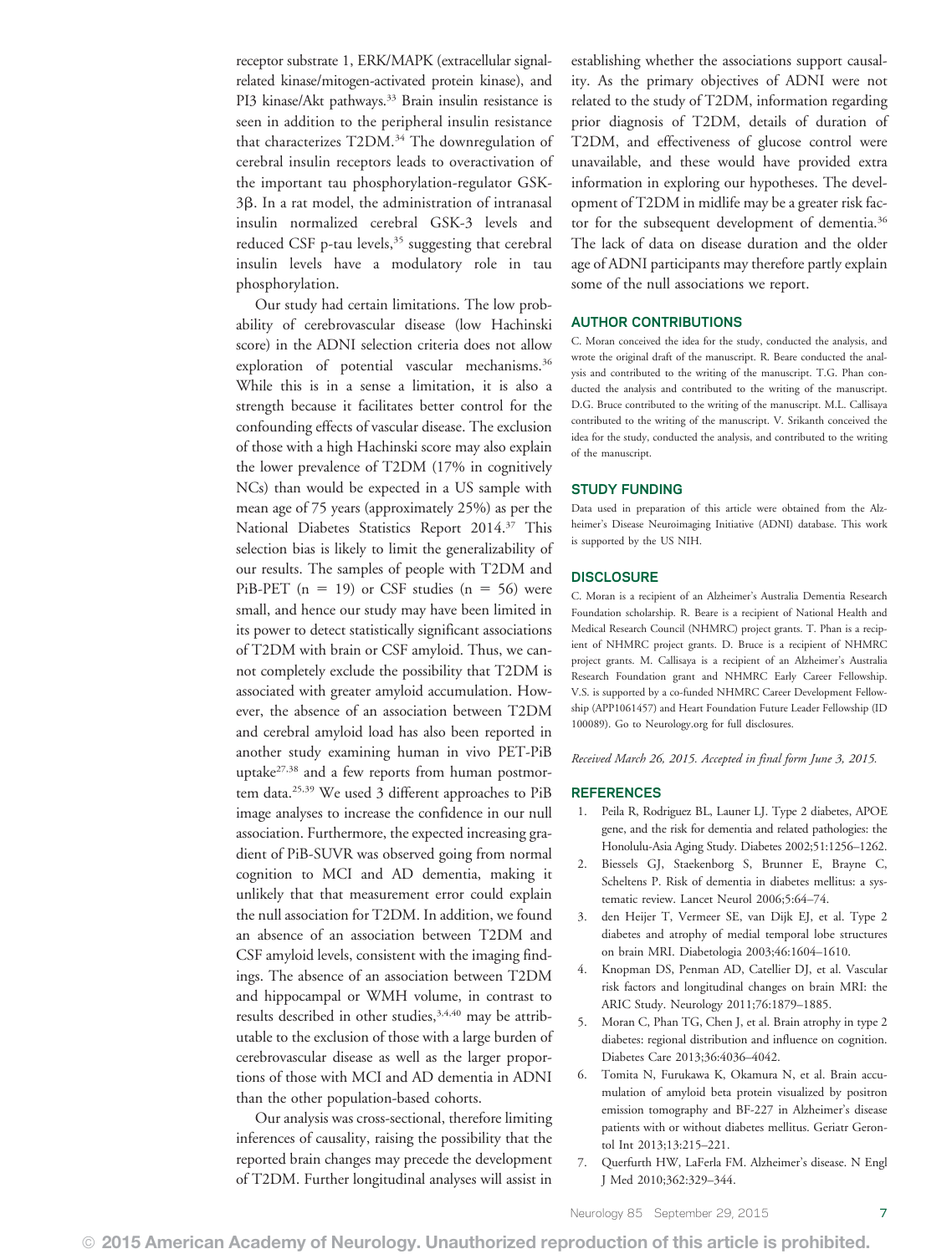receptor substrate 1, ERK/MAPK (extracellular signal-related kinase/mitogen-activated protein kinase), and PI3 kinase/Akt pathways.[33] Brain insulin resistance is seen in addition to the peripheral insulin resistance that characterizes T2DM.[34] The downregulation of cerebral insulin receptors leads to overactivation of the important tau phosphorylation-regulator GSK-3β. In a rat model, the administration of intranasal insulin normalized cerebral GSK-3 levels and reduced CSF p-tau levels,[35] suggesting that cerebral insulin levels have a modulatory role in tau phosphorylation.

Our study had certain limitations. The low probability of cerebrovascular disease (low Hachinski score) in the ADNI selection criteria does not allow exploration of potential vascular mechanisms.[36] While this is in a sense a limitation, it is also a strength because it facilitates better control for the confounding effects of vascular disease. The exclusion of those with a high Hachinski score may also explain the lower prevalence of T2DM (17% in cognitively NCs) than would be expected in a US sample with mean age of 75 years (approximately 25%) as per the National Diabetes Statistics Report 2014.[37] This selection bias is likely to limit the generalizability of our results. The samples of people with T2DM and PiB-PET ($n = 19$) or CSF studies ($n = 56$) were small, and hence our study may have been limited in its power to detect statistically significant associations of T2DM with brain or CSF amyloid. Thus, we cannot completely exclude the possibility that T2DM is associated with greater amyloid accumulation. However, the absence of an association between T2DM and cerebral amyloid load has also been reported in another study examining human in vivo PET-PiB uptake[27,38] and a few reports from human postmortem data.[25,39] We used 3 different approaches to PiB image analyses to increase the confidence in our null association. Furthermore, the expected increasing gradient of PiB-SUVR was observed going from normal cognition to MCI and AD dementia, making it unlikely that that measurement error could explain the null association for T2DM. In addition, we found an absence of an association between T2DM and CSF amyloid levels, consistent with the imaging findings. The absence of an association between T2DM and hippocampal or WMH volume, in contrast to results described in other studies,[3,4,40] may be attributable to the exclusion of those with a large burden of cerebrovascular disease as well as the larger proportions of those with MCI and AD dementia in ADNI than the other population-based cohorts.

Our analysis was cross-sectional, therefore limiting inferences of causality, raising the possibility that the reported brain changes may precede the development of T2DM. Further longitudinal analyses will assist in establishing whether the associations support causality. As the primary objectives of ADNI were not related to the study of T2DM, information regarding prior diagnosis of T2DM, details of duration of T2DM, and effectiveness of glucose control were unavailable, and these would have provided extra information in exploring our hypotheses. The development of T2DM in midlife may be a greater risk factor for the subsequent development of dementia.[36] The lack of data on disease duration and the older age of ADNI participants may therefore partly explain some of the null associations we report.

## AUTHOR CONTRIBUTIONS

C. Moran conceived the idea for the study, conducted the analysis, and wrote the original draft of the manuscript. R. Beare conducted the analysis and contributed to the writing of the manuscript. T.G. Phan conducted the analysis and contributed to the writing of the manuscript. D.G. Bruce contributed to the writing of the manuscript. M.L. Callisaya contributed to the writing of the manuscript. V. Srikanth conceived the idea for the study, conducted the analysis, and contributed to the writing of the manuscript.

## STUDY FUNDING

Data used in preparation of this article were obtained from the Alzheimer's Disease Neuroimaging Initiative (ADNI) database. This work is supported by the US NIH.

## DISCLOSURE

C. Moran is a recipient of an Alzheimer's Australia Dementia Research Foundation scholarship. R. Beare is a recipient of National Health and Medical Research Council (NHMRC) project grants. T. Phan is a recipient of NHMRC project grants. D. Bruce is a recipient of NHMRC project grants. M. Callisaya is a recipient of an Alzheimer's Australia Research Foundation grant and NHMRC Early Career Fellowship. V.S. is supported by a co-funded NHMRC Career Development Fellowship (APP1061457) and Heart Foundation Future Leader Fellowship (ID 100089). Go to Neurology.org for full disclosures.

*Received March 26, 2015. Accepted in final form June 3, 2015.*

## REFERENCES

1. Peila R, Rodriguez BL, Launer LJ. Type 2 diabetes, APOE gene, and the risk for dementia and related pathologies: the Honolulu-Asia Aging Study. Diabetes 2002;51:1256–1262.
2. Biessels GJ, Staekenborg S, Brunner E, Brayne C, Scheltens P. Risk of dementia in diabetes mellitus: a systematic review. Lancet Neurol 2006;5:64–74.
3. den Heijer T, Vermeer SE, van Dijk EJ, et al. Type 2 diabetes and atrophy of medial temporal lobe structures on brain MRI. Diabetologia 2003;46:1604–1610.
4. Knopman DS, Penman AD, Catellier DJ, et al. Vascular risk factors and longitudinal changes on brain MRI: the ARIC Study. Neurology 2011;76:1879–1885.
5. Moran C, Phan TG, Chen J, et al. Brain atrophy in type 2 diabetes: regional distribution and influence on cognition. Diabetes Care 2013;36:4036–4042.
6. Tomita N, Furukawa K, Okamura N, et al. Brain accumulation of amyloid beta protein visualized by positron emission tomography and BF-227 in Alzheimer's disease patients with or without diabetes mellitus. Geriatr Gerontol Int 2013;13:215–221.
7. Querfurth HW, LaFerla FM. Alzheimer's disease. N Engl J Med 2010;362:329–344.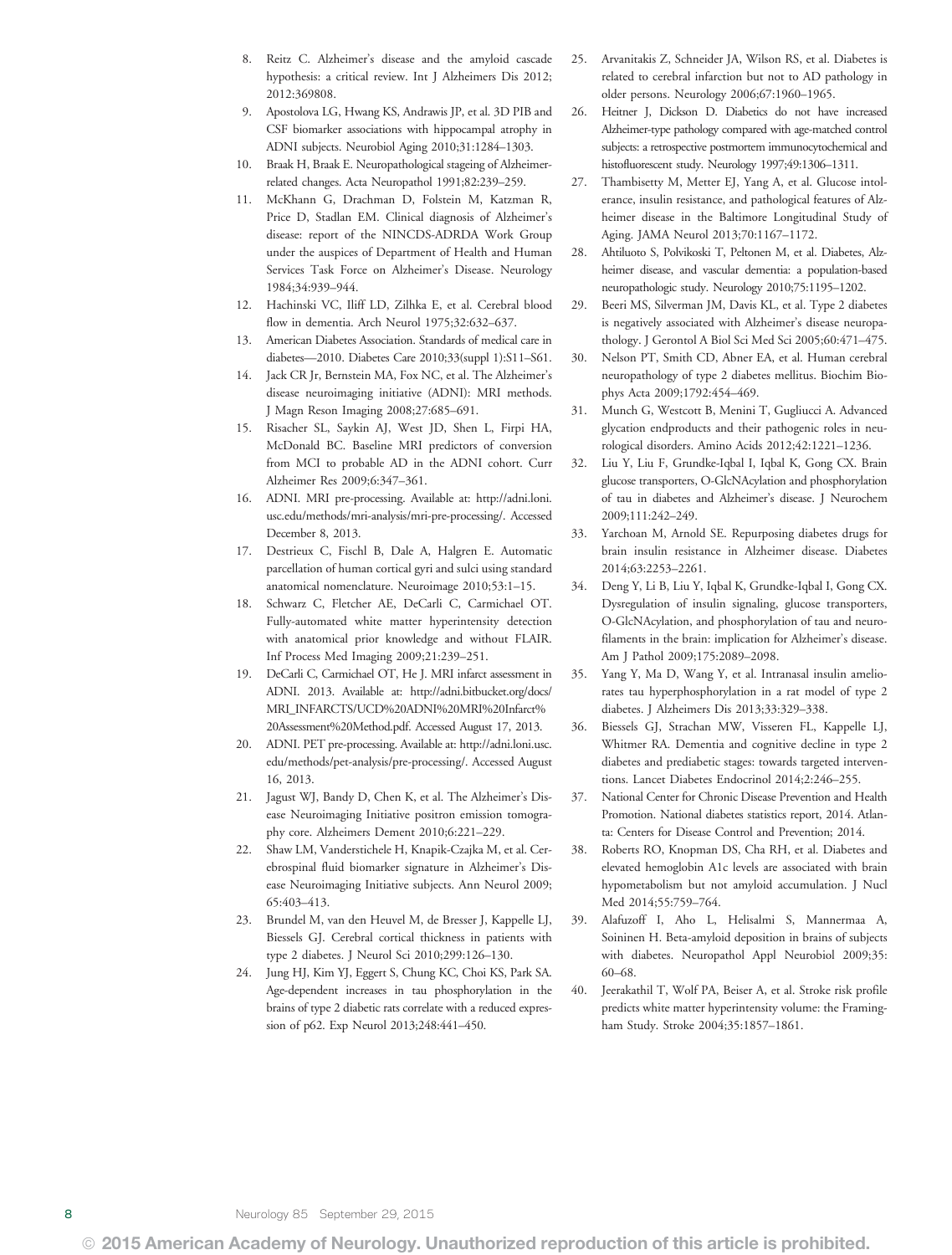8. Reitz C. Alzheimer's disease and the amyloid cascade hypothesis: a critical review. Int J Alzheimers Dis 2012; 2012:369808.
9. Apostolova LG, Hwang KS, Andrawis JP, et al. 3D PIB and CSF biomarker associations with hippocampal atrophy in ADNI subjects. Neurobiol Aging 2010;31:1284–1303.
10. Braak H, Braak E. Neuropathological stageing of Alzheimer-related changes. Acta Neuropathol 1991;82:239–259.
11. McKhann G, Drachman D, Folstein M, Katzman R, Price D, Stadlan EM. Clinical diagnosis of Alzheimer's disease: report of the NINCDS-ADRDA Work Group under the auspices of Department of Health and Human Services Task Force on Alzheimer's Disease. Neurology 1984;34:939–944.
12. Hachinski VC, Iliff LD, Zilhka E, et al. Cerebral blood flow in dementia. Arch Neurol 1975;32:632–637.
13. American Diabetes Association. Standards of medical care in diabetes—2010. Diabetes Care 2010;33(suppl 1):S11–S61.
14. Jack CR Jr, Bernstein MA, Fox NC, et al. The Alzheimer's disease neuroimaging initiative (ADNI): MRI methods. J Magn Reson Imaging 2008;27:685–691.
15. Risacher SL, Saykin AJ, West JD, Shen L, Firpi HA, McDonald BC. Baseline MRI predictors of conversion from MCI to probable AD in the ADNI cohort. Curr Alzheimer Res 2009;6:347–361.
16. ADNI. MRI pre-processing. Available at: http://adni.loni.usc.edu/methods/mri-analysis/mri-pre-processing/. Accessed December 8, 2013.
17. Destrieux C, Fischl B, Dale A, Halgren E. Automatic parcellation of human cortical gyri and sulci using standard anatomical nomenclature. Neuroimage 2010;53:1–15.
18. Schwarz C, Fletcher AE, DeCarli C, Carmichael OT. Fully-automated white matter hyperintensity detection with anatomical prior knowledge and without FLAIR. Inf Process Med Imaging 2009;21:239–251.
19. DeCarli C, Carmichael OT, He J. MRI infarct assessment in ADNI. 2013. Available at: http://adni.bitbucket.org/docs/MRI_INFARCTS/UCD%20ADNI%20MRI%20Infarct%20Assessment%20Method.pdf. Accessed August 17, 2013.
20. ADNI. PET pre-processing. Available at: http://adni.loni.usc.edu/methods/pet-analysis/pre-processing/. Accessed August 16, 2013.
21. Jagust WJ, Bandy D, Chen K, et al. The Alzheimer's Disease Neuroimaging Initiative positron emission tomography core. Alzheimers Dement 2010;6:221–229.
22. Shaw LM, Vanderstichele H, Knapik-Czajka M, et al. Cerebrospinal fluid biomarker signature in Alzheimer's Disease Neuroimaging Initiative subjects. Ann Neurol 2009; 65:403–413.
23. Brundel M, van den Heuvel M, de Bresser J, Kappelle LJ, Biessels GJ. Cerebral cortical thickness in patients with type 2 diabetes. J Neurol Sci 2010;299:126–130.
24. Jung HJ, Kim YJ, Eggert S, Chung KC, Choi KS, Park SA. Age-dependent increases in tau phosphorylation in the brains of type 2 diabetic rats correlate with a reduced expression of p62. Exp Neurol 2013;248:441–450.
25. Arvanitakis Z, Schneider JA, Wilson RS, et al. Diabetes is related to cerebral infarction but not to AD pathology in older persons. Neurology 2006;67:1960–1965.
26. Heitner J, Dickson D. Diabetics do not have increased Alzheimer-type pathology compared with age-matched control subjects: a retrospective postmortem immunocytochemical and histofluorescent study. Neurology 1997;49:1306–1311.
27. Thambisetty M, Metter EJ, Yang A, et al. Glucose intolerance, insulin resistance, and pathological features of Alzheimer disease in the Baltimore Longitudinal Study of Aging. JAMA Neurol 2013;70:1167–1172.
28. Ahtiluoto S, Polvikoski T, Peltonen M, et al. Diabetes, Alzheimer disease, and vascular dementia: a population-based neuropathologic study. Neurology 2010;75:1195–1202.
29. Beeri MS, Silverman JM, Davis KL, et al. Type 2 diabetes is negatively associated with Alzheimer's disease neuropathology. J Gerontol A Biol Sci Med Sci 2005;60:471–475.
30. Nelson PT, Smith CD, Abner EA, et al. Human cerebral neuropathology of type 2 diabetes mellitus. Biochim Biophys Acta 2009;1792:454–469.
31. Munch G, Westcott B, Menini T, Gugliucci A. Advanced glycation endproducts and their pathogenic roles in neurological disorders. Amino Acids 2012;42:1221–1236.
32. Liu Y, Liu F, Grundke-Iqbal I, Iqbal K, Gong CX. Brain glucose transporters, O-GlcNAcylation and phosphorylation of tau in diabetes and Alzheimer's disease. J Neurochem 2009;111:242–249.
33. Yarchoan M, Arnold SE. Repurposing diabetes drugs for brain insulin resistance in Alzheimer disease. Diabetes 2014;63:2253–2261.
34. Deng Y, Li B, Liu Y, Iqbal K, Grundke-Iqbal I, Gong CX. Dysregulation of insulin signaling, glucose transporters, O-GlcNAcylation, and phosphorylation of tau and neurofilaments in the brain: implication for Alzheimer's disease. Am J Pathol 2009;175:2089–2098.
35. Yang Y, Ma D, Wang Y, et al. Intranasal insulin ameliorates tau hyperphosphorylation in a rat model of type 2 diabetes. J Alzheimers Dis 2013;33:329–338.
36. Biessels GJ, Strachan MW, Visseren FL, Kappelle LJ, Whitmer RA. Dementia and cognitive decline in type 2 diabetes and prediabetic stages: towards targeted interventions. Lancet Diabetes Endocrinol 2014;2:246–255.
37. National Center for Chronic Disease Prevention and Health Promotion. National diabetes statistics report, 2014. Atlanta: Centers for Disease Control and Prevention; 2014.
38. Roberts RO, Knopman DS, Cha RH, et al. Diabetes and elevated hemoglobin A1c levels are associated with brain hypometabolism but not amyloid accumulation. J Nucl Med 2014;55:759–764.
39. Alafuzoff I, Aho L, Helisalmi S, Mannermaa A, Soininen H. Beta-amyloid deposition in brains of subjects with diabetes. Neuropathol Appl Neurobiol 2009;35: 60–68.
40. Jeerakathil T, Wolf PA, Beiser A, et al. Stroke risk profile predicts white matter hyperintensity volume: the Framingham Study. Stroke 2004;35:1857–1861.

© 2015 American Academy of Neurology. Unauthorized reproduction of this article is prohibited.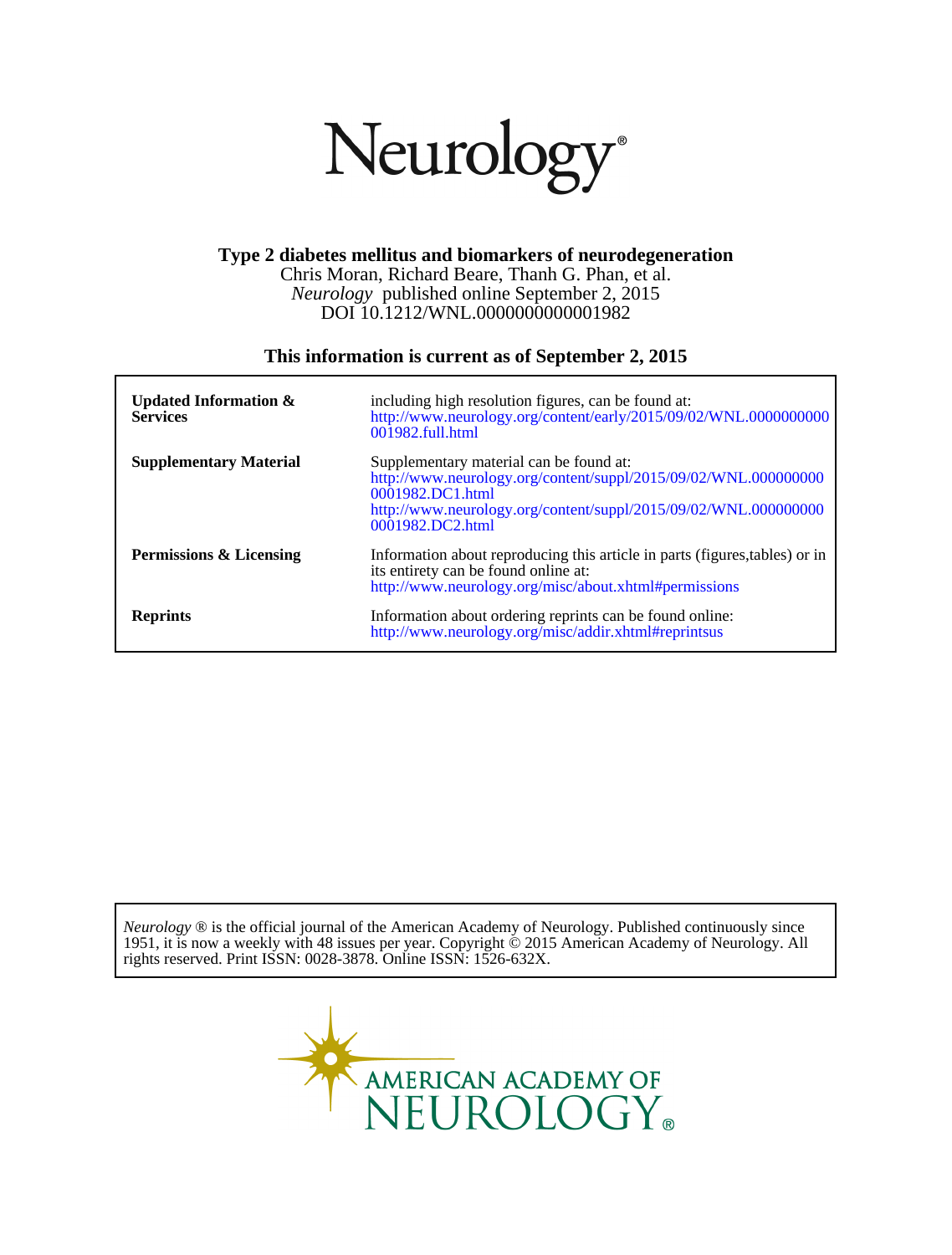# Neurology®

**Type 2 diabetes mellitus and biomarkers of neurodegeneration**
Chris Moran, Richard Beare, Thanh G. Phan, et al.
*Neurology* published online September 2, 2015
DOI 10.1212/WNL.0000000000001982

**This information is current as of September 2, 2015**

| | |
|---|---|
| **Updated Information & Services** | including high resolution figures, can be found at: http://www.neurology.org/content/early/2015/09/02/WNL.0000000000001982.full.html |
| **Supplementary Material** | Supplementary material can be found at: http://www.neurology.org/content/suppl/2015/09/02/WNL.0000000000001982.DC1.html http://www.neurology.org/content/suppl/2015/09/02/WNL.0000000000001982.DC2.html |
| **Permissions & Licensing** | Information about reproducing this article in parts (figures,tables) or in its entirety can be found online at: http://www.neurology.org/misc/about.xhtml#permissions |
| **Reprints** | Information about ordering reprints can be found online: http://www.neurology.org/misc/addir.xhtml#reprintsus |

*Neurology* ® is the official journal of the American Academy of Neurology. Published continuously since 1951, it is now a weekly with 48 issues per year. Copyright © 2015 American Academy of Neurology. All rights reserved. Print ISSN: 0028-3878. Online ISSN: 1526-632X.

AMERICAN ACADEMY OF NEUROLOGY®